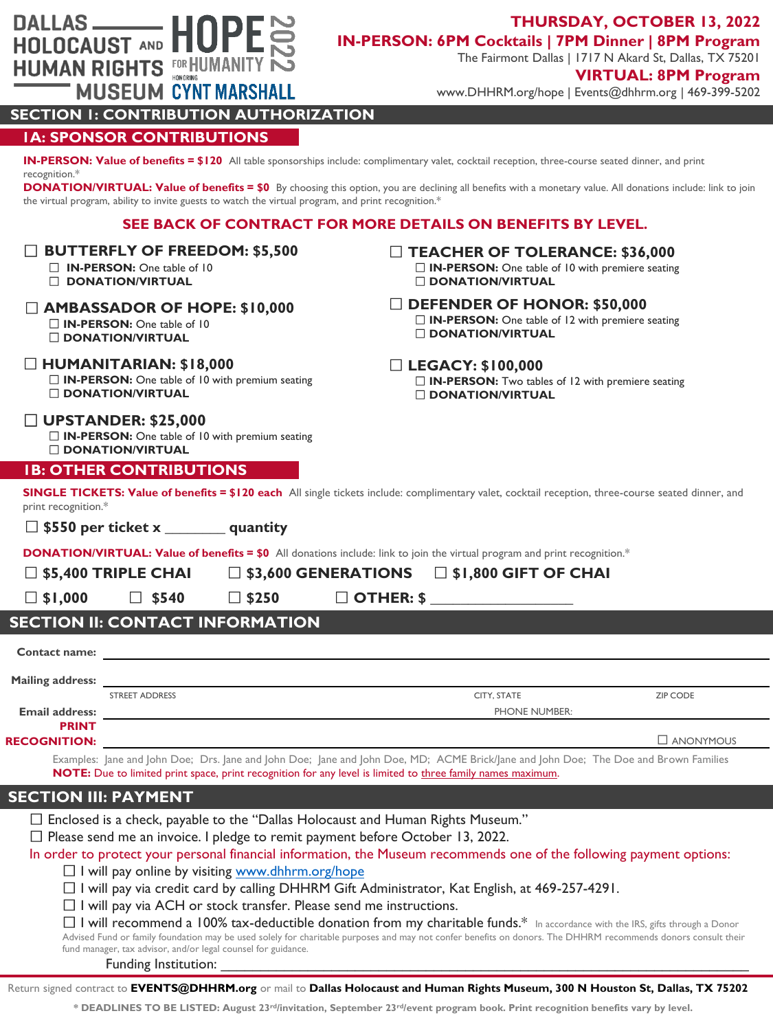DALLAS HOLOCAUST AND HUMAN RIGHTS MUSEUM

# HOPE FOR HUMANITY 2022

HONORING CYNT MARSHALL

**THURSDAY, OCTOBER 13, 2022**
**IN-PERSON: 6PM Cocktails | 7PM Dinner | 8PM Program**
The Fairmont Dallas | 1717 N Akard St, Dallas, TX 75201
**VIRTUAL: 8PM Program**
www.DHHRM.org/hope | Events@dhhrm.org | 469-399-5202

## SECTION I: CONTRIBUTION AUTHORIZATION

### 1A: SPONSOR CONTRIBUTIONS

**IN-PERSON: Value of benefits = $120** All table sponsorships include: complimentary valet, cocktail reception, three-course seated dinner, and print recognition.*

**DONATION/VIRTUAL: Value of benefits = $0** By choosing this option, you are declining all benefits with a monetary value. All donations include: link to join the virtual program, ability to invite guests to watch the virtual program, and print recognition.*

**SEE BACK OF CONTRACT FOR MORE DETAILS ON BENEFITS BY LEVEL.**

☐ **BUTTERFLY OF FREEDOM: $5,500**
- ☐ **IN-PERSON:** One table of 10
- ☐ **DONATION/VIRTUAL**

☐ **AMBASSADOR OF HOPE: $10,000**
- ☐ **IN-PERSON:** One table of 10
- ☐ **DONATION/VIRTUAL**

☐ **HUMANITARIAN: $18,000**
- ☐ **IN-PERSON:** One table of 10 with premium seating
- ☐ **DONATION/VIRTUAL**

☐ **UPSTANDER: $25,000**
- ☐ **IN-PERSON:** One table of 10 with premium seating
- ☐ **DONATION/VIRTUAL**

☐ **TEACHER OF TOLERANCE: $36,000**
- ☐ **IN-PERSON:** One table of 10 with premiere seating
- ☐ **DONATION/VIRTUAL**

☐ **DEFENDER OF HONOR: $50,000**
- ☐ **IN-PERSON:** One table of 12 with premiere seating
- ☐ **DONATION/VIRTUAL**

☐ **LEGACY: $100,000**
- ☐ **IN-PERSON:** Two tables of 12 with premiere seating
- ☐ **DONATION/VIRTUAL**

### 1B: OTHER CONTRIBUTIONS

**SINGLE TICKETS: Value of benefits = $120 each** All single tickets include: complimentary valet, cocktail reception, three-course seated dinner, and print recognition.*

☐ **$550 per ticket x ________ quantity**

**DONATION/VIRTUAL: Value of benefits = $0** All donations include: link to join the virtual program and print recognition.*

☐ **$5,400 TRIPLE CHAI** ☐ **$3,600 GENERATIONS** ☐ **$1,800 GIFT OF CHAI**

☐ **$1,000** ☐ **$540** ☐ **$250** ☐ **OTHER: $ __________________**

## SECTION II: CONTACT INFORMATION

**Contact name:** ______________________________________________

**Mailing address:** ______________________________________________
STREET ADDRESS CITY, STATE ZIP CODE

**Email address:** ______________________________________________ PHONE NUMBER:

**PRINT RECOGNITION:** ______________________________________________ ☐ ANONYMOUS

Examples: Jane and John Doe; Drs. Jane and John Doe; Jane and John Doe, MD; ACME Brick/Jane and John Doe; The Doe and Brown Families
**NOTE:** Due to limited print space, print recognition for any level is limited to three family names maximum.

## SECTION III: PAYMENT

☐ Enclosed is a check, payable to the "Dallas Holocaust and Human Rights Museum."
☐ Please send me an invoice. I pledge to remit payment before October 13, 2022.

In order to protect your personal financial information, the Museum recommends one of the following payment options:

- ☐ I will pay online by visiting www.dhhrm.org/hope
- ☐ I will pay via credit card by calling DHHRM Gift Administrator, Kat English, at 469-257-4291.
- ☐ I will pay via ACH or stock transfer. Please send me instructions.
- ☐ I will recommend a 100% tax-deductible donation from my charitable funds.* In accordance with the IRS, gifts through a Donor Advised Fund or family foundation may be used solely for charitable purposes and may not confer benefits on donors. The DHHRM recommends donors consult their fund manager, tax advisor, and/or legal counsel for guidance.

Funding Institution: ______________________________________________

Return signed contract to **EVENTS@DHHRM.org** or mail to **Dallas Holocaust and Human Rights Museum, 300 N Houston St, Dallas, TX 75202**

**\* DEADLINES TO BE LISTED: August 23rd/invitation, September 23rd/event program book. Print recognition benefits vary by level.**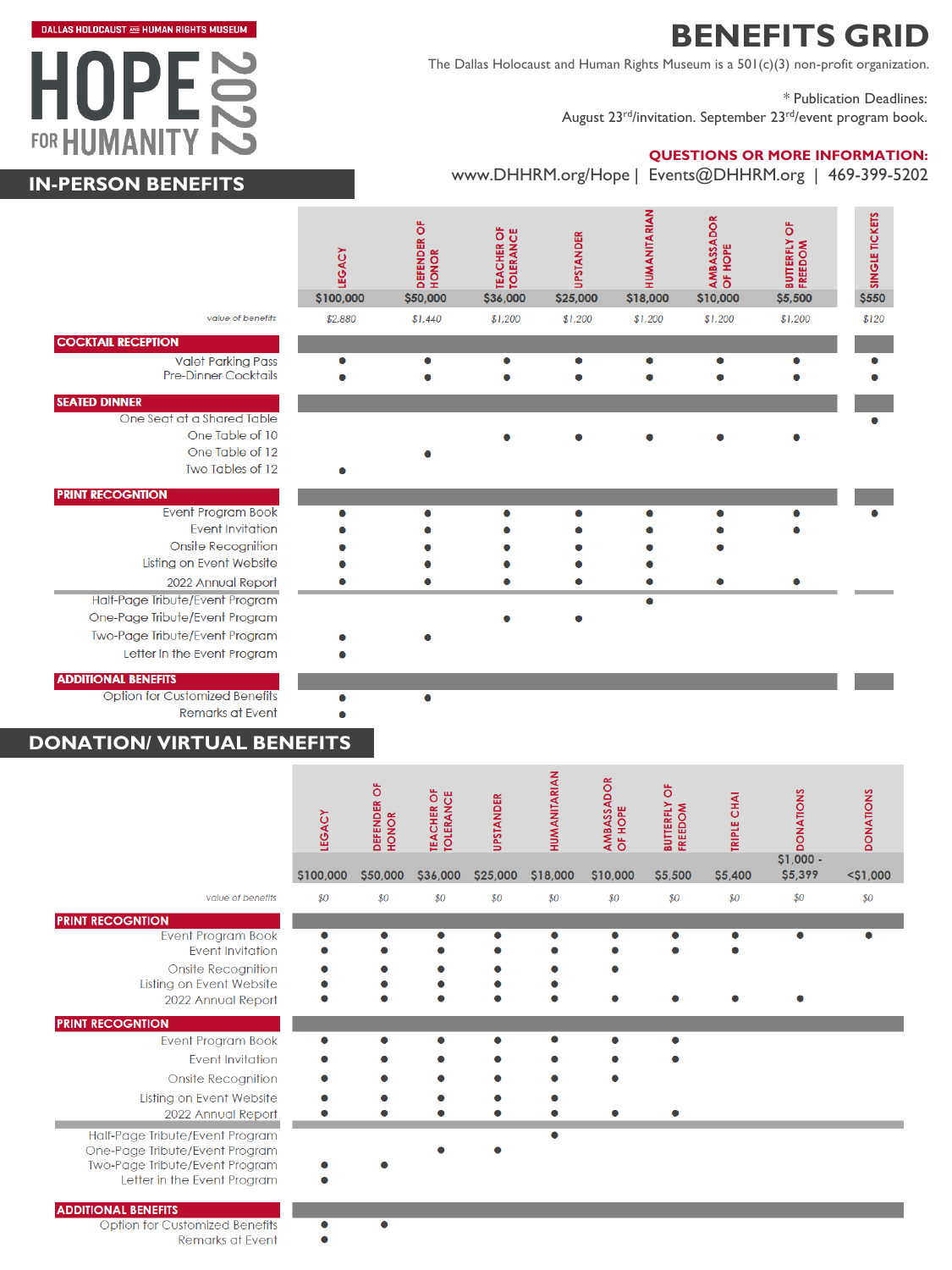DALLAS HOLOCAUST AND HUMAN RIGHTS MUSEUM

# HOPE FOR HUMANITY 2022

# BENEFITS GRID

The Dallas Holocaust and Human Rights Museum is a 501(c)(3) non-profit organization.

* Publication Deadlines:
August 23rd/invitation. September 23rd/event program book.

**QUESTIONS OR MORE INFORMATION:**
www.DHHRM.org/Hope | Events@DHHRM.org | 469-399-5202

## IN-PERSON BENEFITS

| | LEGACY | DEFENDER OF HONOR | TEACHER OF TOLERANCE | UPSTANDER | HUMANITARIAN | AMBASSADOR OF HOPE | BUTTERFLY OF FREEDOM | SINGLE TICKETS |
|---|---|---|---|---|---|---|---|---|
| | $100,000 | $50,000 | $36,000 | $25,000 | $18,000 | $10,000 | $5,500 | $550 |
| *value of benefits* | *$2,880* | *$1,440* | *$1,200* | *$1,200* | *$1,200* | *$1,200* | *$1,200* | *$120* |
| **COCKTAIL RECEPTION** | | | | | | | | |
| Valet Parking Pass | ● | ● | ● | ● | ● | ● | ● | ● |
| Pre-Dinner Cocktails | ● | ● | ● | ● | ● | ● | ● | ● |
| **SEATED DINNER** | | | | | | | | |
| One Seat at a Shared Table | | | | | | | | ● |
| One Table of 10 | | | ● | ● | ● | ● | ● | |
| One Table of 12 | | ● | | | | | | |
| Two Tables of 12 | ● | | | | | | | |
| **PRINT RECOGNITION** | | | | | | | | |
| Event Program Book | ● | ● | ● | ● | ● | ● | ● | ● |
| Event Invitation | ● | ● | ● | ● | ● | ● | ● | |
| Onsite Recognition | ● | ● | ● | ● | ● | ● | | |
| Listing on Event Website | ● | ● | ● | ● | ● | | | |
| 2022 Annual Report | ● | ● | ● | ● | ● | ● | ● | |
| Half-Page Tribute/Event Program | | | | | ● | | | |
| One-Page Tribute/Event Program | | | ● | ● | | | | |
| Two-Page Tribute/Event Program | ● | ● | | | | | | |
| Letter In the Event Program | ● | | | | | | | |
| **ADDITIONAL BENEFITS** | | | | | | | | |
| Option for Customized Benefits | ● | ● | | | | | | |
| Remarks at Event | ● | | | | | | | |

## DONATION/ VIRTUAL BENEFITS

| | LEGACY | DEFENDER OF HONOR | TEACHER OF TOLERANCE | UPSTANDER | HUMANITARIAN | AMBASSADOR OF HOPE | BUTTERFLY OF FREEDOM | TRIPLE CHAI | DONATIONS | DONATIONS |
|---|---|---|---|---|---|---|---|---|---|---|
| | $100,000 | $50,000 | $36,000 | $25,000 | $18,000 | $10,000 | $5,500 | $5,400 | $1,000 - $5,399 | <$1,000 |
| *value of benefits* | *$0* | *$0* | *$0* | *$0* | *$0* | *$0* | *$0* | *$0* | *$0* | *$0* |
| **PRINT RECOGNITION** | | | | | | | | | | |
| Event Program Book | ● | ● | ● | ● | ● | ● | ● | ● | ● | ● |
| Event Invitation | ● | ● | ● | ● | ● | ● | ● | ● | | |
| Onsite Recognition | ● | ● | ● | ● | ● | ● | | | | |
| Listing on Event Website | ● | ● | ● | ● | ● | | | | | |
| 2022 Annual Report | ● | ● | ● | ● | ● | ● | ● | ● | ● | |
| **PRINT RECOGNITION** | | | | | | | | | | |
| Event Program Book | ● | ● | ● | ● | ● | ● | ● | | | |
| Event Invitation | ● | ● | ● | ● | ● | ● | ● | | | |
| Onsite Recognition | ● | ● | ● | ● | ● | ● | | | | |
| Listing on Event Website | ● | ● | ● | ● | ● | | | | | |
| 2022 Annual Report | ● | ● | ● | ● | ● | ● | ● | | | |
| Half-Page Tribute/Event Program | | | | | ● | | | | | |
| One-Page Tribute/Event Program | | | ● | ● | | | | | | |
| Two-Page Tribute/Event Program | ● | ● | | | | | | | | |
| Letter in the Event Program | ● | | | | | | | | | |
| **ADDITIONAL BENEFITS** | | | | | | | | | | |
| Option for Customized Benefits | ● | ● | | | | | | | | |
| Remarks at Event | ● | | | | | | | | | |